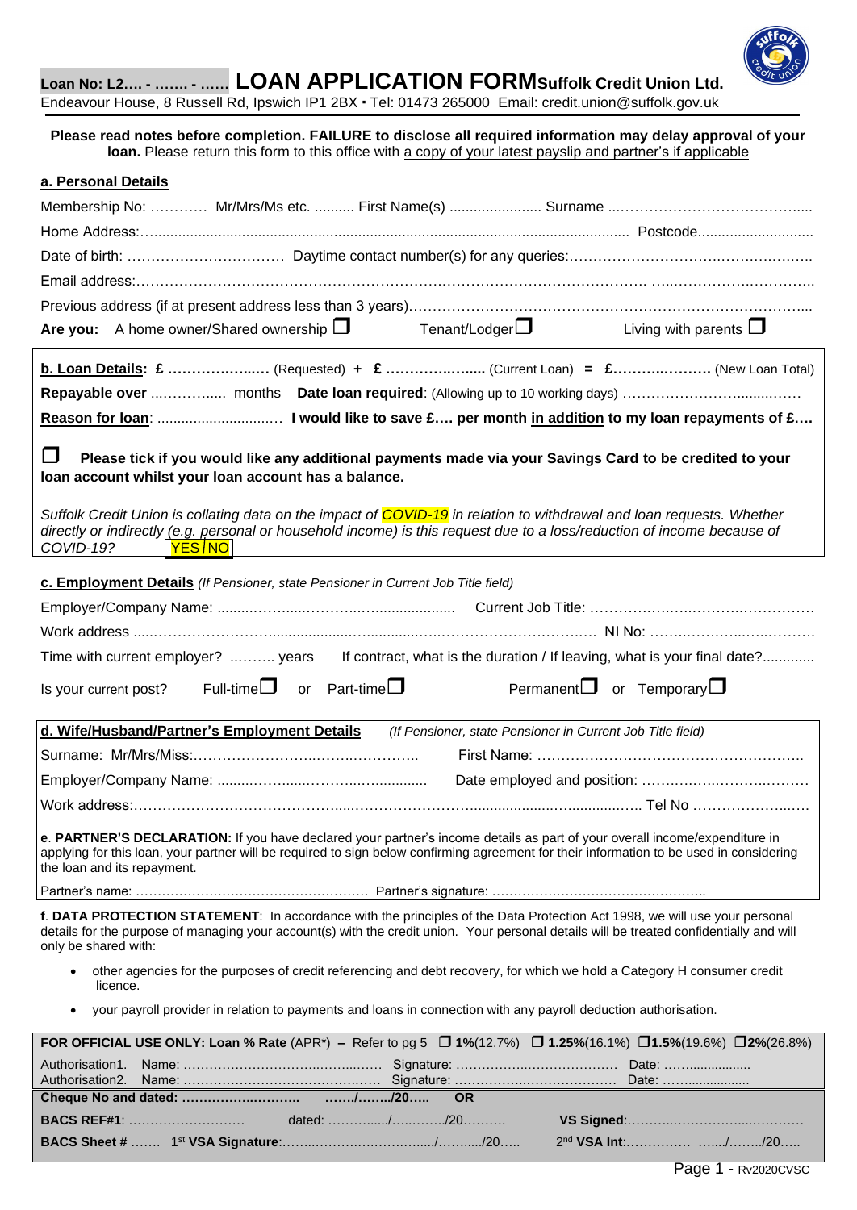**Loan No: L2…. - ……. - ……** **LOAN APPLICATION FORM** **Suffolk Credit Union Ltd.**

Endeavour House, 8 Russell Rd, Ipswich IP1 2BX ▪ Tel: 01473 265000 Email: credit.union@suffolk.gov.uk

**Please read notes before completion. FAILURE to disclose all required information may delay approval of your loan.** Please return this form to this office with a copy of your latest payslip and partner's if applicable

## a. Personal Details

Membership No: ………… Mr/Mrs/Ms etc. .......... First Name(s) ...................... Surname ....……………………………….....

Home Address:…...................................................................................................................... Postcode............................

Date of birth: …………………………… Daytime contact number(s) for any queries:…………………………….……….………..

Email address:…………………………………………………………………………………………………. …..……………..…………..

Previous address (if at present address less than 3 years)……………………………………………………………………….....

**Are you:** A home owner/Shared ownership ☐ Tenant/Lodger☐ Living with parents ☐

**b. Loan Details: £ ………….…..…** (Requested) **+ £ ………….….....** (Current Loan) **= £………..……….** (New Loan Total)

**Repayable over** ..…………..... months **Date loan required**: (Allowing up to 10 working days) …………………….......……

**Reason for loan**: ..............................… **I would like to save £…. per month in addition to my loan repayments of £….**

☐ **Please tick if you would like any additional payments made via your Savings Card to be credited to your loan account whilst your loan account has a balance.**

*Suffolk Credit Union is collating data on the impact of COVID-19 in relation to withdrawal and loan requests. Whether directly or indirectly (e.g. personal or household income) is this request due to a loss/reduction of income because of COVID-19?* YES / NO

**c. Employment Details** *(If Pensioner, state Pensioner in Current Job Title field)*

Employer/Company Name: .........…….......……….…..................... Current Job Title: ………………..…..………..……………

Work address .....………………….................….............….…………………….……… NI No: ……..…………..……..……..

Time with current employer? ...…….. years If contract, what is the duration / If leaving, what is your final date?.............

Is your current post? Full-time☐ or Part-time☐ Permanent☐ or Temporary☐

**d. Wife/Husband/Partner's Employment Details** *(If Pensioner, state Pensioner in Current Job Title field)*

Surname: Mr/Mrs/Miss:……………………..……..…………. First Name: ………………………………………………..

Employer/Company Name: .........…….......……….…............. Date employed and position: ………………..…………..………

Work address:………………………………….....……………………..................…..................... Tel No ………………..….

**e. PARTNER'S DECLARATION:** If you have declared your partner's income details as part of your overall income/expenditure in applying for this loan, your partner will be required to sign below confirming agreement for their information to be used in considering the loan and its repayment.

Partner's name: ……………………………………………… Partner's signature: …………………………………………..

**f. DATA PROTECTION STATEMENT**: In accordance with the principles of the Data Protection Act 1998, we will use your personal details for the purpose of managing your account(s) with the credit union. Your personal details will be treated confidentially and will only be shared with:

- other agencies for the purposes of credit referencing and debt recovery, for which we hold a Category H consumer credit licence.
- your payroll provider in relation to payments and loans in connection with any payroll deduction authorisation.

**FOR OFFICIAL USE ONLY: Loan % Rate** (APR*) **–** Refer to pg 5 ☐ **1%**(12.7%) ☐ **1.25%**(16.1%) ☐**1.5%**(19.6%) ☐**2%**(26.8%)

Authorisation1. Name: ………………………..……..…… Signature: ………………..……………… Date: ……................
Authorisation2. Name: ………………………………..…… Signature: ………………..……………… Date: ……................

**Cheque No and dated: …………..……….. ……/……../20…..** **OR**

**BACS REF#1**: ……………………… dated: ……….…../…..……/20………. **VS Signed**:………..……………...…………

**BACS Sheet #** ……. 1st **VSA Signature**:……..……………..……...../……..../20….. 2nd **VSA Int**:…………… ……/……../20…..

Rv2020CVSC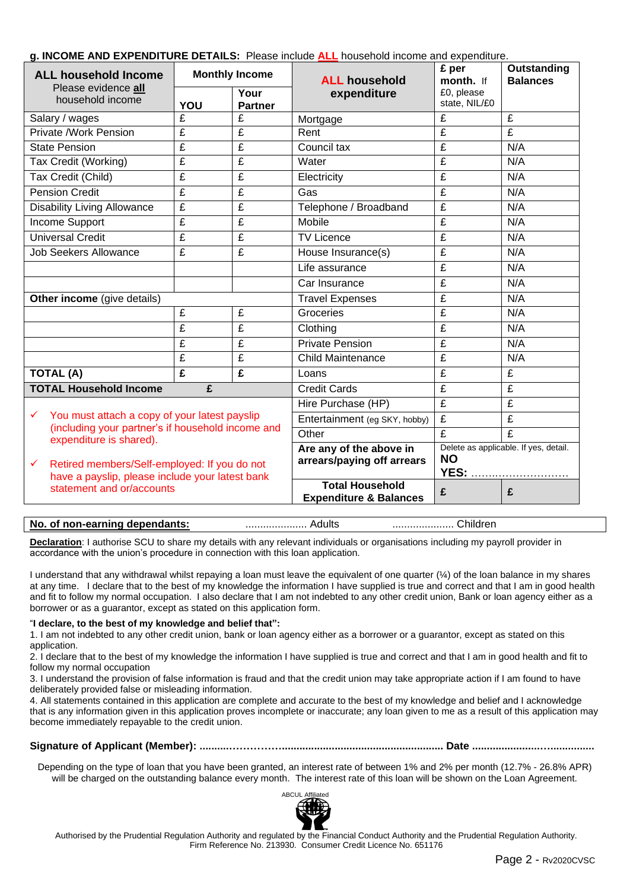**g. INCOME AND EXPENDITURE DETAILS:** Please include **ALL** household income and expenditure.

| **ALL household Income** Please evidence **all** household income | **Monthly Income** | | **ALL household expenditure** | **£ per month.** If £0, please state, NIL/£0 | **Outstanding Balances** |
|---|---|---|---|---|---|
| | **YOU** | **Your Partner** | | | |
| Salary / wages | £ | £ | Mortgage | £ | £ |
| Private /Work Pension | £ | £ | Rent | £ | £ |
| State Pension | £ | £ | Council tax | £ | N/A |
| Tax Credit (Working) | £ | £ | Water | £ | N/A |
| Tax Credit (Child) | £ | £ | Electricity | £ | N/A |
| Pension Credit | £ | £ | Gas | £ | N/A |
| Disability Living Allowance | £ | £ | Telephone / Broadband | £ | N/A |
| Income Support | £ | £ | Mobile | £ | N/A |
| Universal Credit | £ | £ | TV Licence | £ | N/A |
| Job Seekers Allowance | £ | £ | House Insurance(s) | £ | N/A |
| | | | Life assurance | £ | N/A |
| | | | Car Insurance | £ | N/A |
| **Other income** (give details) | | | Travel Expenses | £ | N/A |
| | £ | £ | Groceries | £ | N/A |
| | £ | £ | Clothing | £ | N/A |
| | £ | £ | Private Pension | £ | N/A |
| | £ | £ | Child Maintenance | £ | N/A |
| **TOTAL (A)** | **£** | **£** | Loans | £ | £ |
| **TOTAL Household Income** | **£** | | Credit Cards | £ | £ |
| | | | Hire Purchase (HP) | £ | £ |
| | | | Entertainment (eg SKY, hobby) | £ | £ |
| | | | Other | £ | £ |
| | | | **Are any of the above in arrears/paying off arrears** | Delete as applicable. If yes, detail. **NO** **YES:** ............................ | |
| | | | **Total Household Expenditure & Balances** | **£** | **£** |

- ✓ You must attach a copy of your latest payslip (including your partner's if household income and expenditure is shared).
- ✓ Retired members/Self-employed: If you do not have a payslip, please include your latest bank statement and or/accounts

**No. of non-earning dependants:** ..................... Adults ..................... Children

**Declaration**: I authorise SCU to share my details with any relevant individuals or organisations including my payroll provider in accordance with the union's procedure in connection with this loan application.

I understand that any withdrawal whilst repaying a loan must leave the equivalent of one quarter (¼) of the loan balance in my shares at any time. I declare that to the best of my knowledge the information I have supplied is true and correct and that I am in good health and fit to follow my normal occupation. I also declare that I am not indebted to any other credit union, Bank or loan agency either as a borrower or as a guarantor, except as stated on this application form.

"**I declare, to the best of my knowledge and belief that**":

1. I am not indebted to any other credit union, bank or loan agency either as a borrower or a guarantor, except as stated on this application.
2. I declare that to the best of my knowledge the information I have supplied is true and correct and that I am in good health and fit to follow my normal occupation
3. I understand the provision of false information is fraud and that the credit union may take appropriate action if I am found to have deliberately provided false or misleading information.
4. All statements contained in this application are complete and accurate to the best of my knowledge and belief and I acknowledge that is any information given in this application proves incomplete or inaccurate; any loan given to me as a result of this application may become immediately repayable to the credit union.

**Signature of Applicant (Member): ..........………………...................................................... Date .......................…...............**

Depending on the type of loan that you have been granted, an interest rate of between 1% and 2% per month (12.7% - 26.8% APR) will be charged on the outstanding balance every month. The interest rate of this loan will be shown on the Loan Agreement.

ABCUL Affiliated

Authorised by the Prudential Regulation Authority and regulated by the Financial Conduct Authority and the Prudential Regulation Authority. Firm Reference No. 213930. Consumer Credit Licence No. 651176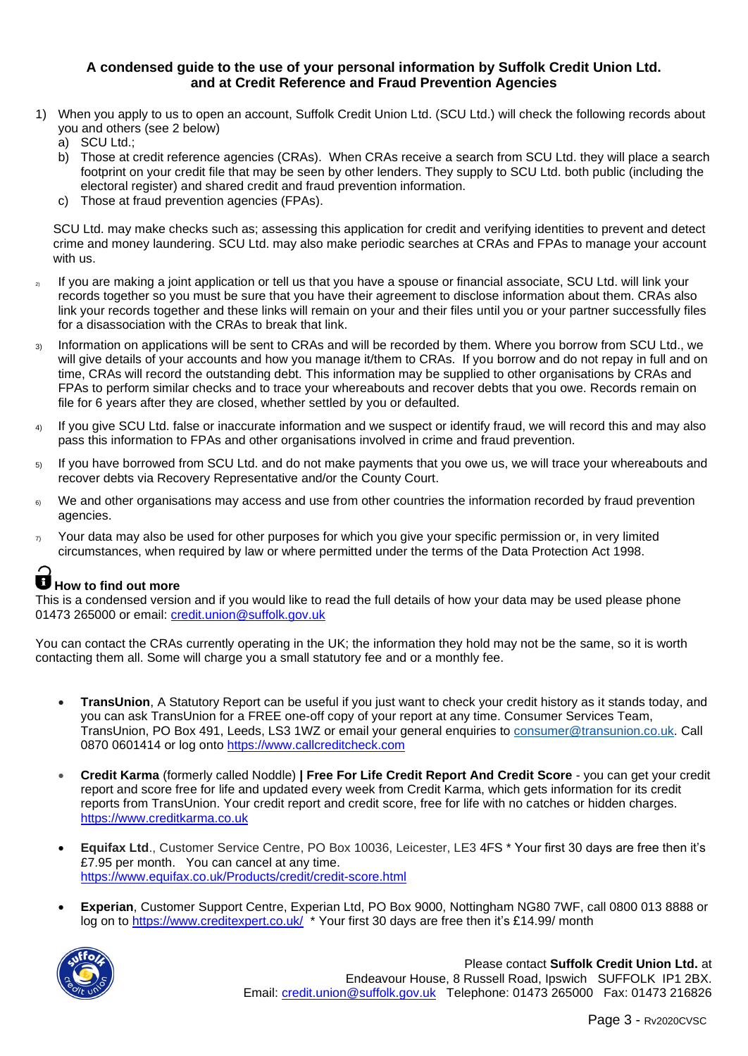## A condensed guide to the use of your personal information by Suffolk Credit Union Ltd. and at Credit Reference and Fraud Prevention Agencies

1) When you apply to us to open an account, Suffolk Credit Union Ltd. (SCU Ltd.) will check the following records about you and others (see 2 below)
   a) SCU Ltd.;
   b) Those at credit reference agencies (CRAs). When CRAs receive a search from SCU Ltd. they will place a search footprint on your credit file that may be seen by other lenders. They supply to SCU Ltd. both public (including the electoral register) and shared credit and fraud prevention information.
   c) Those at fraud prevention agencies (FPAs).

   SCU Ltd. may make checks such as; assessing this application for credit and verifying identities to prevent and detect crime and money laundering. SCU Ltd. may also make periodic searches at CRAs and FPAs to manage your account with us.

2) If you are making a joint application or tell us that you have a spouse or financial associate, SCU Ltd. will link your records together so you must be sure that you have their agreement to disclose information about them. CRAs also link your records together and these links will remain on your and their files until you or your partner successfully files for a disassociation with the CRAs to break that link.

3) Information on applications will be sent to CRAs and will be recorded by them. Where you borrow from SCU Ltd., we will give details of your accounts and how you manage it/them to CRAs. If you borrow and do not repay in full and on time, CRAs will record the outstanding debt. This information may be supplied to other organisations by CRAs and FPAs to perform similar checks and to trace your whereabouts and recover debts that you owe. Records remain on file for 6 years after they are closed, whether settled by you or defaulted.

4) If you give SCU Ltd. false or inaccurate information and we suspect or identify fraud, we will record this and may also pass this information to FPAs and other organisations involved in crime and fraud prevention.

5) If you have borrowed from SCU Ltd. and do not make payments that you owe us, we will trace your whereabouts and recover debts via Recovery Representative and/or the County Court.

6) We and other organisations may access and use from other countries the information recorded by fraud prevention agencies.

7) Your data may also be used for other purposes for which you give your specific permission or, in very limited circumstances, when required by law or where permitted under the terms of the Data Protection Act 1998.

### How to find out more

This is a condensed version and if you would like to read the full details of how your data may be used please phone 01473 265000 or email: credit.union@suffolk.gov.uk

You can contact the CRAs currently operating in the UK; the information they hold may not be the same, so it is worth contacting them all. Some will charge you a small statutory fee and or a monthly fee.

- **TransUnion**, A Statutory Report can be useful if you just want to check your credit history as it stands today, and you can ask TransUnion for a FREE one-off copy of your report at any time. Consumer Services Team, TransUnion, PO Box 491, Leeds, LS3 1WZ or email your general enquiries to consumer@transunion.co.uk. Call 0870 0601414 or log onto https://www.callcreditcheck.com

- **Credit Karma** (formerly called Noddle) **| Free For Life Credit Report And Credit Score** - you can get your credit report and score free for life and updated every week from Credit Karma, which gets information for its credit reports from TransUnion. Your credit report and credit score, free for life with no catches or hidden charges. https://www.creditkarma.co.uk

- **Equifax Ltd**., Customer Service Centre, PO Box 10036, Leicester, LE3 4FS * Your first 30 days are free then it's £7.95 per month. You can cancel at any time. https://www.equifax.co.uk/Products/credit/credit-score.html

- **Experian**, Customer Support Centre, Experian Ltd, PO Box 9000, Nottingham NG80 7WF, call 0800 013 8888 or log on to https://www.creditexpert.co.uk/ * Your first 30 days are free then it's £14.99/ month

Please contact **Suffolk Credit Union Ltd.** at Endeavour House, 8 Russell Road, Ipswich SUFFOLK IP1 2BX.
Email: credit.union@suffolk.gov.uk Telephone: 01473 265000 Fax: 01473 216826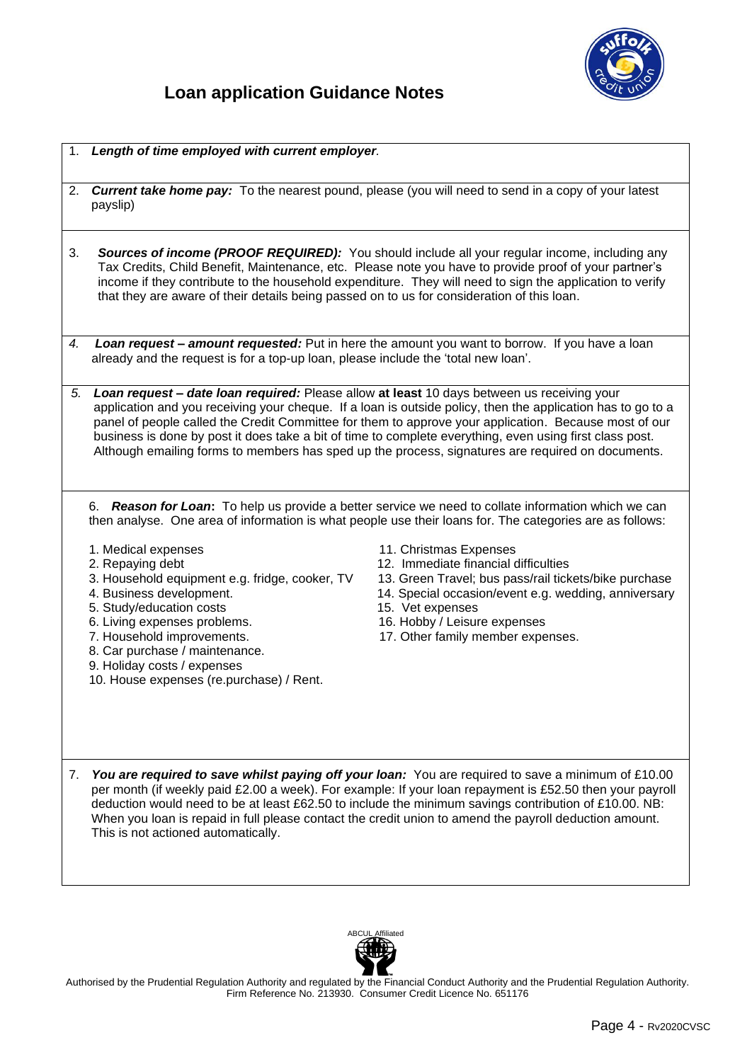# Loan application Guidance Notes

1. ***Length of time employed with current employer**.*

2. ***Current take home pay:*** To the nearest pound, please (you will need to send in a copy of your latest payslip)

3. ***Sources of income (PROOF REQUIRED):*** You should include all your regular income, including any Tax Credits, Child Benefit, Maintenance, etc. Please note you have to provide proof of your partner's income if they contribute to the household expenditure. They will need to sign the application to verify that they are aware of their details being passed on to us for consideration of this loan.

4. ***Loan request – amount requested:*** Put in here the amount you want to borrow. If you have a loan already and the request is for a top-up loan, please include the 'total new loan'.

5. ***Loan request – date loan required:*** Please allow **at least** 10 days between us receiving your application and you receiving your cheque. If a loan is outside policy, then the application has to go to a panel of people called the Credit Committee for them to approve your application. Because most of our business is done by post it does take a bit of time to complete everything, even using first class post. Although emailing forms to members has sped up the process, signatures are required on documents.

6. ***Reason for Loan*:** To help us provide a better service we need to collate information which we can then analyse. One area of information is what people use their loans for. The categories are as follows:

   1. Medical expenses
   2. Repaying debt
   3. Household equipment e.g. fridge, cooker, TV
   4. Business development.
   5. Study/education costs
   6. Living expenses problems.
   7. Household improvements.
   8. Car purchase / maintenance.
   9. Holiday costs / expenses
   10. House expenses (re.purchase) / Rent.
   11. Christmas Expenses
   12. Immediate financial difficulties
   13. Green Travel; bus pass/rail tickets/bike purchase
   14. Special occasion/event e.g. wedding, anniversary
   15. Vet expenses
   16. Hobby / Leisure expenses
   17. Other family member expenses.

7. ***You are required to save whilst paying off your loan:*** You are required to save a minimum of £10.00 per month (if weekly paid £2.00 a week). For example: If your loan repayment is £52.50 then your payroll deduction would need to be at least £62.50 to include the minimum savings contribution of £10.00. NB: When you loan is repaid in full please contact the credit union to amend the payroll deduction amount. This is not actioned automatically.

ABCUL Affiliated

Authorised by the Prudential Regulation Authority and regulated by the Financial Conduct Authority and the Prudential Regulation Authority. Firm Reference No. 213930. Consumer Credit Licence No. 651176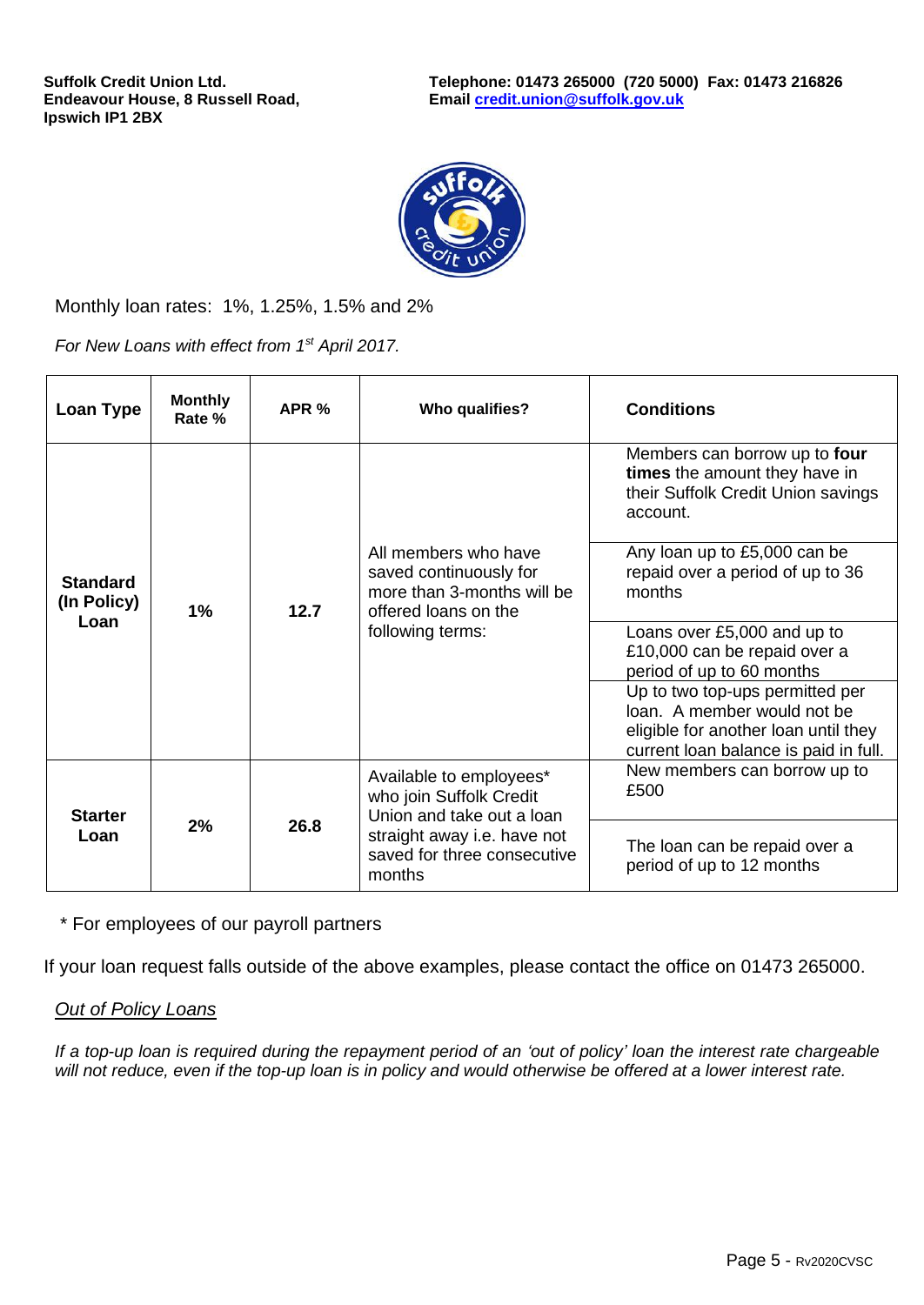**Suffolk Credit Union Ltd.**
**Endeavour House, 8 Russell Road,**
**Ipswich IP1 2BX**

**Telephone: 01473 265000 (720 5000) Fax: 01473 216826**
**Email credit.union@suffolk.gov.uk**

Monthly loan rates: 1%, 1.25%, 1.5% and 2%

*For New Loans with effect from 1st April 2017.*

| Loan Type | Monthly Rate % | APR % | Who qualifies? | Conditions |
|---|---|---|---|---|
| **Standard (In Policy) Loan** | **1%** | **12.7** | All members who have saved continuously for more than 3-months will be offered loans on the following terms: | Members can borrow up to **four times** the amount they have in their Suffolk Credit Union savings account. |
| | | | | Any loan up to £5,000 can be repaid over a period of up to 36 months |
| | | | | Loans over £5,000 and up to £10,000 can be repaid over a period of up to 60 months |
| | | | | Up to two top-ups permitted per loan. A member would not be eligible for another loan until they current loan balance is paid in full. |
| **Starter Loan** | **2%** | **26.8** | Available to employees* who join Suffolk Credit Union and take out a loan straight away i.e. have not saved for three consecutive months | New members can borrow up to £500 |
| | | | | The loan can be repaid over a period of up to 12 months |

\* For employees of our payroll partners

If your loan request falls outside of the above examples, please contact the office on 01473 265000.

<u>*Out of Policy Loans*</u>

*If a top-up loan is required during the repayment period of an 'out of policy' loan the interest rate chargeable will not reduce, even if the top-up loan is in policy and would otherwise be offered at a lower interest rate.*